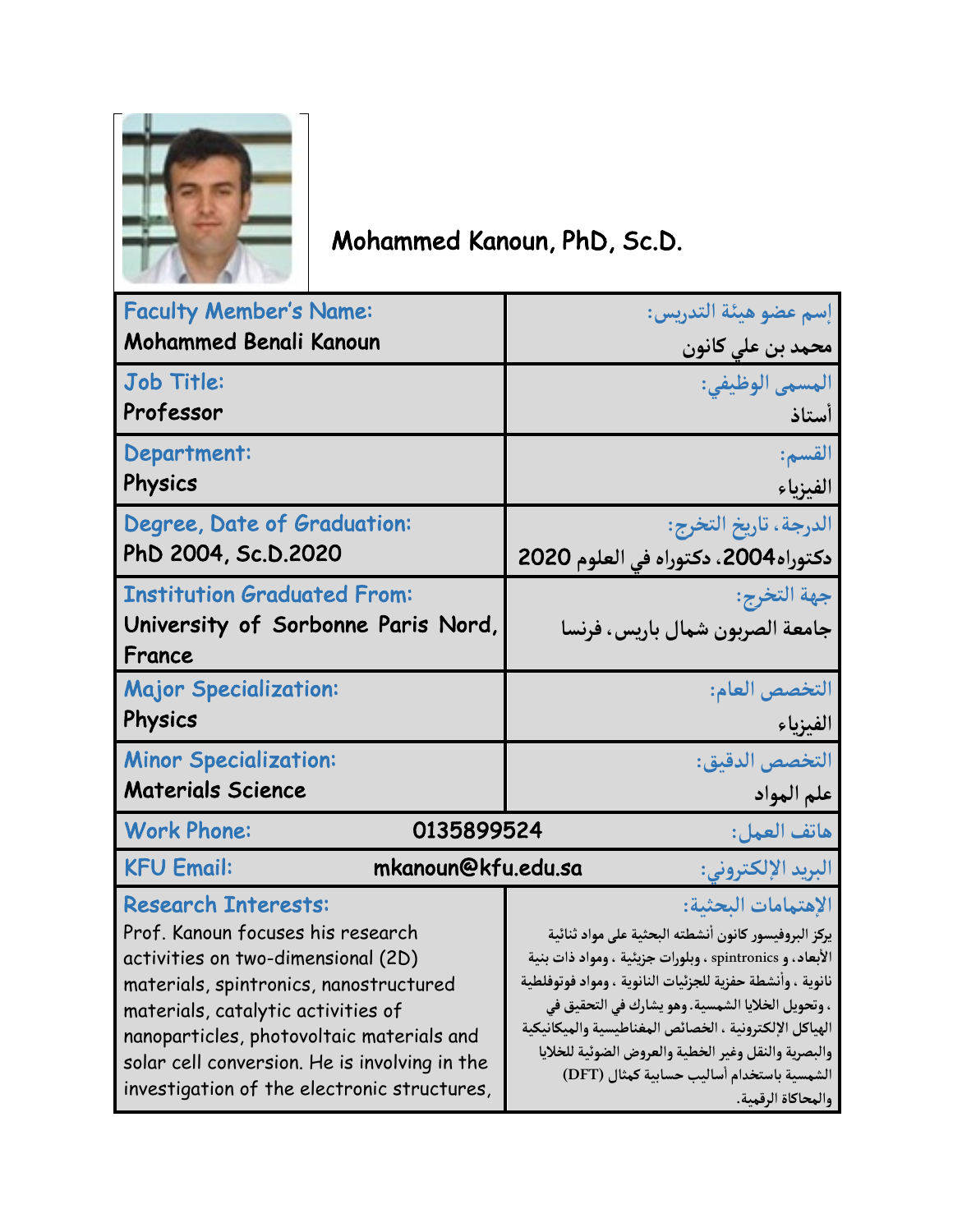# Mohammed Kanoun, PhD, Sc.D.

| Faculty Member's Name: Mohammed Benali Kanoun | إسم عضو هيئة التدريس: محمد بن علي كانون |
|---|---|
| Job Title: Professor | المسمى الوظيفي: أستاذ |
| Department: Physics | القسم: الفيزياء |
| Degree, Date of Graduation: PhD 2004, Sc.D.2020 | الدرجة، تاريخ التخرج: دكتوراه2004، دكتوراه في العلوم 2020 |
| Institution Graduated From: University of Sorbonne Paris Nord, France | جهة التخرج: جامعة الصربون شمال باريس، فرنسا |
| Major Specialization: Physics | التخصص العام: الفيزياء |
| Minor Specialization: Materials Science | التخصص الدقيق: علم المواد |
| Work Phone: 0135899524 | هاتف العمل: |
| KFU Email: mkanoun@kfu.edu.sa | البريد الإلكتروني: |
| Research Interests: Prof. Kanoun focuses his research activities on two-dimensional (2D) materials, spintronics, nanostructured materials, catalytic activities of nanoparticles, photovoltaic materials and solar cell conversion. He is involving in the investigation of the electronic structures, | الإهتمامات البحثية: يركز البروفيسور كانون أنشطته البحثية على مواد ثنائية الأبعاد، و spintronics ، وبلورات جزيئية ، ومواد ذات بنية نانوية ، وأنشطة حفزية للجزئيات النانوية ، ومواد فوتوفلطية ، وتحويل الخلايا الشمسية. وهو يشارك في التحقيق في الهياكل الإلكترونية ، الخصائص المغناطيسية والميكانيكية والبصرية والنقل وغير الخطية والعروض الضوئية للخلايا الشمسية باستخدام أساليب حسابية كمثال (DFT) والمحاكاة الرقمية. |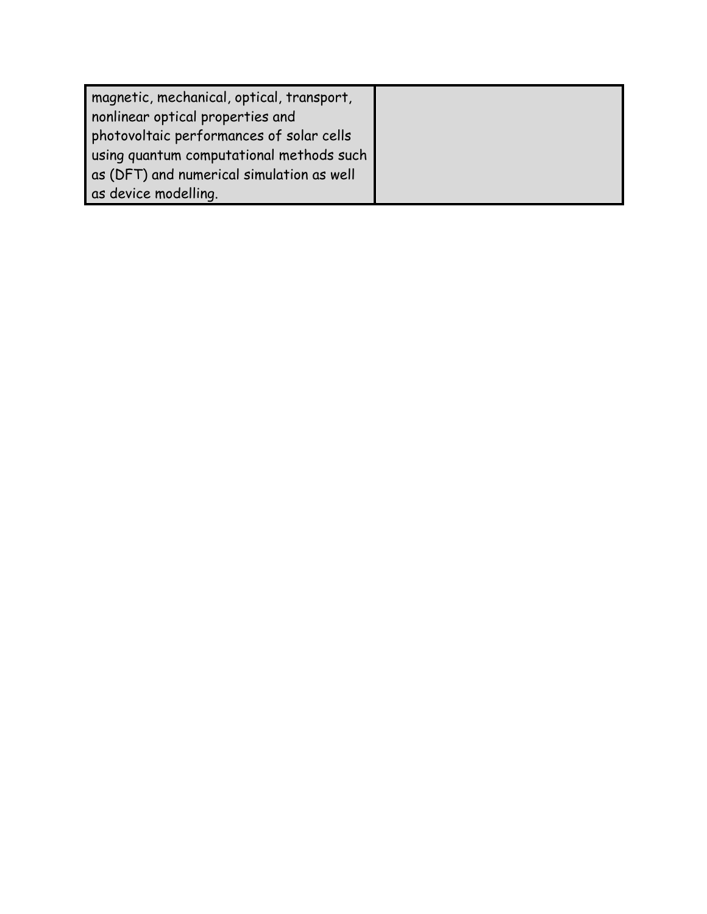| | |
|---|---|
| magnetic, mechanical, optical, transport, nonlinear optical properties and photovoltaic performances of solar cells using quantum computational methods such as (DFT) and numerical simulation as well as device modelling. | |